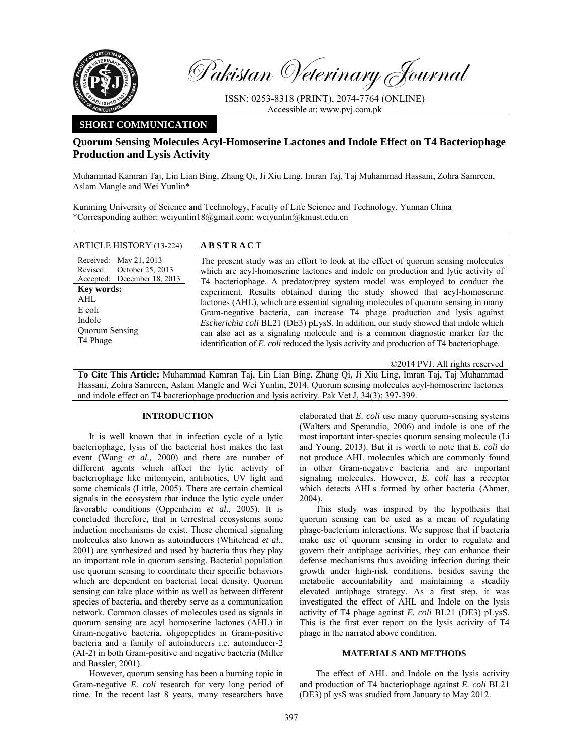Pakistan Veterinary Journal

ISSN: 0253-8318 (PRINT), 2074-7764 (ONLINE)
Accessible at: www.pvj.com.pk

**SHORT COMMUNICATION**

# Quorum Sensing Molecules Acyl-Homoserine Lactones and Indole Effect on T4 Bacteriophage Production and Lysis Activity

Muhammad Kamran Taj, Lin Lian Bing, Zhang Qi, Ji Xiu Ling, Imran Taj, Taj Muhammad Hassani, Zohra Samreen, Aslam Mangle and Wei Yunlin*

Kunming University of Science and Technology, Faculty of Life Science and Technology, Yunnan China
*Corresponding author: weiyunlin18@gmail.com; weiyunlin@kmust.edu.cn

**ARTICLE HISTORY** (13-224)

Received: May 21, 2013
Revised: October 25, 2013
Accepted: December 18, 2013

**Key words:**
AHL
E coli
Indole
Quorum Sensing
T4 Phage

## ABSTRACT

The present study was an effort to look at the effect of quorum sensing molecules which are acyl-homoserine lactones and indole on production and lytic activity of T4 bacteriophage. A predator/prey system model was employed to conduct the experiment. Results obtained during the study showed that acyl-homoserine lactones (AHL), which are essential signaling molecules of quorum sensing in many Gram-negative bacteria, can increase T4 phage production and lysis against *Escherichia coli* BL21 (DE3) pLysS. In addition, our study showed that indole which can also act as a signaling molecule and is a common diagnostic marker for the identification of *E. coli* reduced the lysis activity and production of T4 bacteriophage.

©2014 PVJ. All rights reserved

**To Cite This Article:** Muhammad Kamran Taj, Lin Lian Bing, Zhang Qi, Ji Xiu Ling, Imran Taj, Taj Muhammad Hassani, Zohra Samreen, Aslam Mangle and Wei Yunlin, 2014. Quorum sensing molecules acyl-homoserine lactones and indole effect on T4 bacteriophage production and lysis activity. Pak Vet J, 34(3): 397-399.

## INTRODUCTION

It is well known that in infection cycle of a lytic bacteriophage, lysis of the bacterial host makes the last event (Wang *et al.,* 2000) and there are number of different agents which affect the lytic activity of bacteriophage like mitomycin, antibiotics, UV light and some chemicals (Little, 2005). There are certain chemical signals in the ecosystem that induce the lytic cycle under favorable conditions (Oppenheim *et al*., 2005). It is concluded therefore, that in terrestrial ecosystems some induction mechanisms do exist. These chemical signaling molecules also known as autoinducers (Whitehead *et al*., 2001) are synthesized and used by bacteria thus they play an important role in quorum sensing. Bacterial population use quorum sensing to coordinate their specific behaviors which are dependent on bacterial local density. Quorum sensing can take place within as well as between different species of bacteria, and thereby serve as a communication network. Common classes of molecules used as signals in quorum sensing are acyl homoserine lactones (AHL) in Gram-negative bacteria, oligopeptides in Gram-positive bacteria and a family of autoinducers i.e. autoinducer-2 (AI-2) in both Gram-positive and negative bacteria (Miller and Bassler, 2001).

However, quorum sensing has been a burning topic in Gram-negative *E. coli* research for very long period of time. In the recent last 8 years, many researchers have elaborated that *E. coli* use many quorum-sensing systems (Walters and Sperandio, 2006) and indole is one of the most important inter-species quorum sensing molecule (Li and Young, 2013). But it is worth to note that *E. coli* do not produce AHL molecules which are commonly found in other Gram-negative bacteria and are important signaling molecules. However, *E. coli* has a receptor which detects AHLs formed by other bacteria (Ahmer, 2004).

This study was inspired by the hypothesis that quorum sensing can be used as a mean of regulating phage-bacterium interactions. We suppose that if bacteria make use of quorum sensing in order to regulate and govern their antiphage activities, they can enhance their defense mechanisms thus avoiding infection during their growth under high-risk conditions, besides saving the metabolic accountability and maintaining a steadily elevated antiphage strategy. As a first step, it was investigated the effect of AHL and Indole on the lysis activity of T4 phage against *E. coli* BL21 (DE3) pLysS. This is the first ever report on the lysis activity of T4 phage in the narrated above condition.

## MATERIALS AND METHODS

The effect of AHL and Indole on the lysis activity and production of T4 bacteriophage against *E. coli* BL21 (DE3) pLysS was studied from January to May 2012.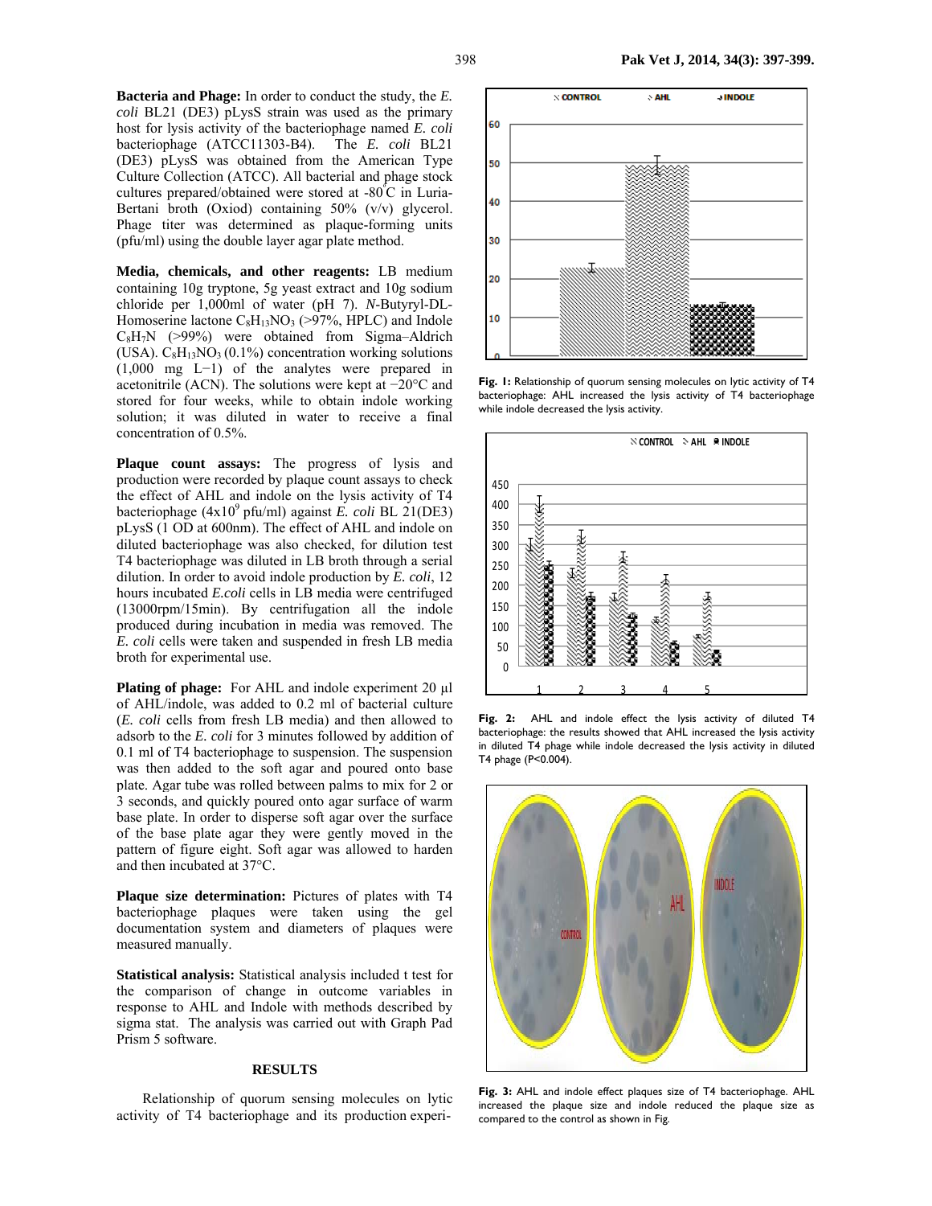**Bacteria and Phage:** In order to conduct the study, the *E. coli* BL21 (DE3) pLysS strain was used as the primary host for lysis activity of the bacteriophage named *E. coli* bacteriophage (ATCC11303-B4). The *E. coli* BL21 (DE3) pLysS was obtained from the American Type Culture Collection (ATCC). All bacterial and phage stock cultures prepared/obtained were stored at -80°C in Luria-Bertani broth (Oxiod) containing 50% (v/v) glycerol. Phage titer was determined as plaque-forming units (pfu/ml) using the double layer agar plate method.

**Media, chemicals, and other reagents:** LB medium containing 10g tryptone, 5g yeast extract and 10g sodium chloride per 1,000ml of water (pH 7). *N*-Butyryl-DL-Homoserine lactone $C_8H_{13}NO_3$ (>97%, HPLC) and Indole $C_8H_7N$ (>99%) were obtained from Sigma–Aldrich (USA). $C_8H_{13}NO_3$ (0.1%) concentration working solutions (1,000 mg $L^{-1}$) of the analytes were prepared in acetonitrile (ACN). The solutions were kept at −20°C and stored for four weeks, while to obtain indole working solution; it was diluted in water to receive a final concentration of 0.5%.

**Plaque count assays:** The progress of lysis and production were recorded by plaque count assays to check the effect of AHL and indole on the lysis activity of T4 bacteriophage ($4x10^9$ pfu/ml) against *E. coli* BL 21(DE3) pLysS (1 OD at 600nm). The effect of AHL and indole on diluted bacteriophage was also checked, for dilution test T4 bacteriophage was diluted in LB broth through a serial dilution. In order to avoid indole production by *E. coli*, 12 hours incubated *E.coli* cells in LB media were centrifuged (13000rpm/15min). By centrifugation all the indole produced during incubation in media was removed. The *E. coli* cells were taken and suspended in fresh LB media broth for experimental use.

**Plating of phage:** For AHL and indole experiment 20 µl of AHL/indole, was added to 0.2 ml of bacterial culture (*E. coli* cells from fresh LB media) and then allowed to adsorb to the *E. coli* for 3 minutes followed by addition of 0.1 ml of T4 bacteriophage to suspension. The suspension was then added to the soft agar and poured onto base plate. Agar tube was rolled between palms to mix for 2 or 3 seconds, and quickly poured onto agar surface of warm base plate. In order to disperse soft agar over the surface of the base plate agar they were gently moved in the pattern of figure eight. Soft agar was allowed to harden and then incubated at 37°C.

**Plaque size determination:** Pictures of plates with T4 bacteriophage plaques were taken using the gel documentation system and diameters of plaques were measured manually.

**Statistical analysis:** Statistical analysis included t test for the comparison of change in outcome variables in response to AHL and Indole with methods described by sigma stat. The analysis was carried out with Graph Pad Prism 5 software.

## RESULTS

Relationship of quorum sensing molecules on lytic activity of T4 bacteriophage and its production experi-

**Fig. 1:** Relationship of quorum sensing molecules on lytic activity of T4 bacteriophage: AHL increased the lysis activity of T4 bacteriophage while indole decreased the lysis activity.

**Fig. 2:** AHL and indole effect the lysis activity of diluted T4 bacteriophage: the results showed that AHL increased the lysis activity in diluted T4 phage while indole decreased the lysis activity in diluted T4 phage (P<0.004).

**Fig. 3:** AHL and indole effect plaques size of T4 bacteriophage. AHL increased the plaque size and indole reduced the plaque size as compared to the control as shown in Fig.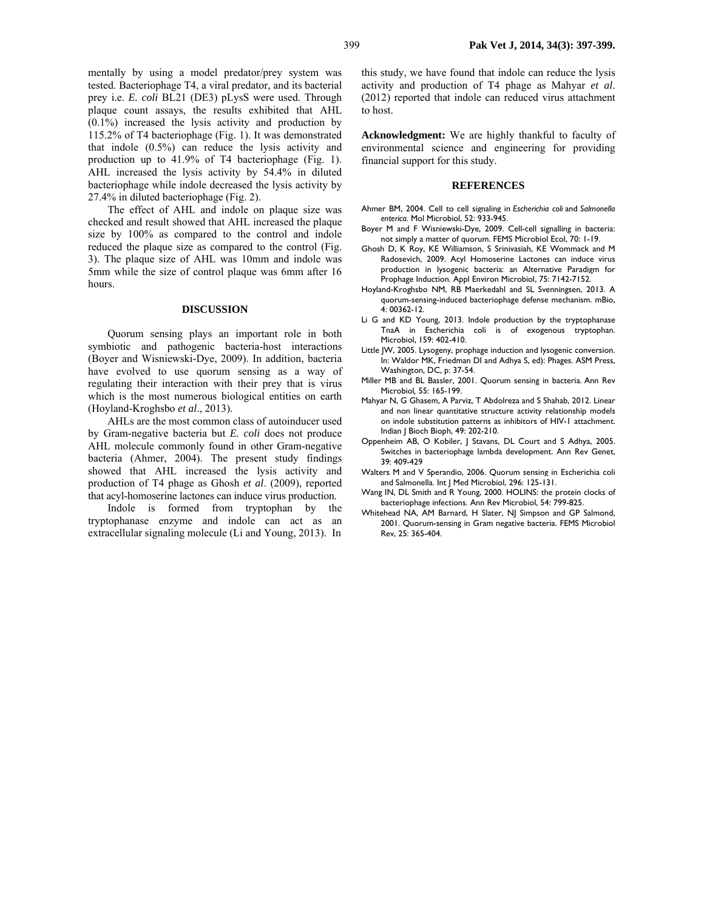mentally by using a model predator/prey system was tested. Bacteriophage T4, a viral predator, and its bacterial prey i.e. *E. coli* BL21 (DE3) pLysS were used. Through plaque count assays, the results exhibited that AHL (0.1%) increased the lysis activity and production by 115.2% of T4 bacteriophage (Fig. 1). It was demonstrated that indole (0.5%) can reduce the lysis activity and production up to 41.9% of T4 bacteriophage (Fig. 1). AHL increased the lysis activity by 54.4% in diluted bacteriophage while indole decreased the lysis activity by 27.4% in diluted bacteriophage (Fig. 2).

The effect of AHL and indole on plaque size was checked and result showed that AHL increased the plaque size by 100% as compared to the control and indole reduced the plaque size as compared to the control (Fig. 3). The plaque size of AHL was 10mm and indole was 5mm while the size of control plaque was 6mm after 16 hours.

## DISCUSSION

Quorum sensing plays an important role in both symbiotic and pathogenic bacteria-host interactions (Boyer and Wisniewski-Dye, 2009). In addition, bacteria have evolved to use quorum sensing as a way of regulating their interaction with their prey that is virus which is the most numerous biological entities on earth (Hoyland-Kroghsbo *et al*., 2013).

AHLs are the most common class of autoinducer used by Gram-negative bacteria but *E. coli* does not produce AHL molecule commonly found in other Gram-negative bacteria (Ahmer, 2004). The present study findings showed that AHL increased the lysis activity and production of T4 phage as Ghosh *et al*. (2009), reported that acyl-homoserine lactones can induce virus production.

Indole is formed from tryptophan by the tryptophanase enzyme and indole can act as an extracellular signaling molecule (Li and Young, 2013). In this study, we have found that indole can reduce the lysis activity and production of T4 phage as Mahyar *et al*. (2012) reported that indole can reduced virus attachment to host.

**Acknowledgment:** We are highly thankful to faculty of environmental science and engineering for providing financial support for this study.

## REFERENCES

Ahmer BM, 2004. Cell to cell signaling in *Escherichia coli* and *Salmonella enterica*. Mol Microbiol, 52: 933-945.

Boyer M and F Wisniewski-Dye, 2009. Cell-cell signalling in bacteria: not simply a matter of quorum. FEMS Microbiol Ecol, 70: 1-19.

Ghosh D, K Roy, KE Williamson, S Srinivasiah, KE Wommack and M Radosevich, 2009. Acyl Homoserine Lactones can induce virus production in lysogenic bacteria: an Alternative Paradigm for Prophage Induction. Appl Environ Microbiol, 75: 7142-7152.

Hoyland-Kroghsbo NM, RB Maerkedahl and SL Svenningsen, 2013. A quorum-sensing-induced bacteriophage defense mechanism. mBio, 4: 00362-12.

Li G and KD Young, 2013. Indole production by the tryptophanase TnaA in Escherichia coli is of exogenous tryptophan. Microbiol, 159: 402-410.

Little JW, 2005. Lysogeny, prophage induction and lysogenic conversion. In: Waldor MK, Friedman DI and Adhya S, ed): Phages. ASM Press, Washington, DC, p: 37-54.

Miller MB and BL Bassler, 2001. Quorum sensing in bacteria. Ann Rev Microbiol, 55: 165-199.

Mahyar N, G Ghasem, A Parviz, T Abdolreza and S Shahab, 2012. Linear and non linear quantitative structure activity relationship models on indole substitution patterns as inhibitors of HIV-1 attachment. Indian J Bioch Bioph, 49: 202-210.

Oppenheim AB, O Kobiler, J Stavans, DL Court and S Adhya, 2005. Switches in bacteriophage lambda development. Ann Rev Genet, 39: 409-429

Walters M and V Sperandio, 2006. Quorum sensing in Escherichia coli and Salmonella. Int J Med Microbiol, 296: 125-131.

Wang IN, DL Smith and R Young, 2000. HOLINS: the protein clocks of bacteriophage infections. Ann Rev Microbiol, 54: 799-825.

Whitehead NA, AM Barnard, H Slater, NJ Simpson and GP Salmond, 2001. Quorum-sensing in Gram negative bacteria. FEMS Microbiol Rev, 25: 365-404.